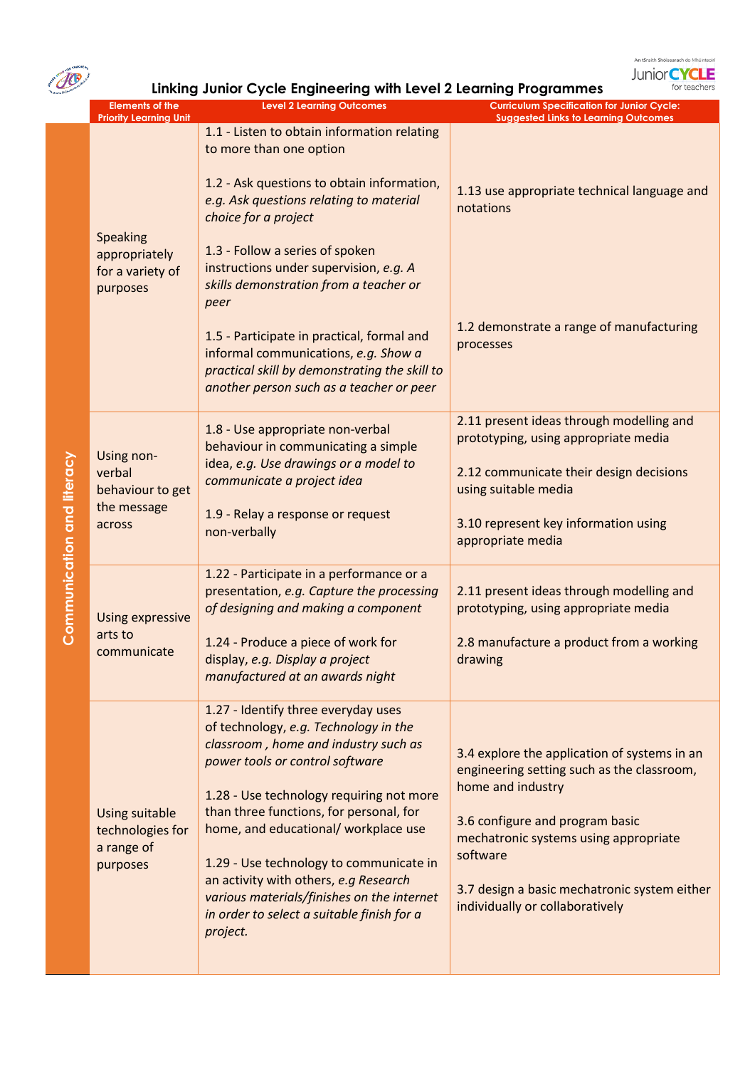# Linking Junior Cycle Engineering with Level 2 Learning Programmes

| | Elements of the Priority Learning Unit | Level 2 Learning Outcomes | Curriculum Specification for Junior Cycle: Suggested Links to Learning Outcomes |
|---|---|---|---|
| Communication and literacy | Speaking appropriately for a variety of purposes | 1.1 - Listen to obtain information relating to more than one option<br><br>1.2 - Ask questions to obtain information, *e.g. Ask questions relating to material choice for a project*<br><br>1.3 - Follow a series of spoken instructions under supervision, *e.g. A skills demonstration from a teacher or peer*<br><br>1.5 - Participate in practical, formal and informal communications, *e.g. Show a practical skill by demonstrating the skill to another person such as a teacher or peer* | 1.13 use appropriate technical language and notations<br><br>1.2 demonstrate a range of manufacturing processes |
| | Using non-verbal behaviour to get the message across | 1.8 - Use appropriate non-verbal behaviour in communicating a simple idea, *e.g. Use drawings or a model to communicate a project idea*<br><br>1.9 - Relay a response or request non-verbally | 2.11 present ideas through modelling and prototyping, using appropriate media<br><br>2.12 communicate their design decisions using suitable media<br><br>3.10 represent key information using appropriate media |
| | Using expressive arts to communicate | 1.22 - Participate in a performance or a presentation, *e.g. Capture the processing of designing and making a component*<br><br>1.24 - Produce a piece of work for display, *e.g. Display a project manufactured at an awards night* | 2.11 present ideas through modelling and prototyping, using appropriate media<br><br>2.8 manufacture a product from a working drawing |
| | Using suitable technologies for a range of purposes | 1.27 - Identify three everyday uses of technology, *e.g. Technology in the classroom , home and industry such as power tools or control software*<br><br>1.28 - Use technology requiring not more than three functions, for personal, for home, and educational/ workplace use<br><br>1.29 - Use technology to communicate in an activity with others, *e.g Research various materials/finishes on the internet in order to select a suitable finish for a project.* | 3.4 explore the application of systems in an engineering setting such as the classroom, home and industry<br><br>3.6 configure and program basic mechatronic systems using appropriate software<br><br>3.7 design a basic mechatronic system either individually or collaboratively |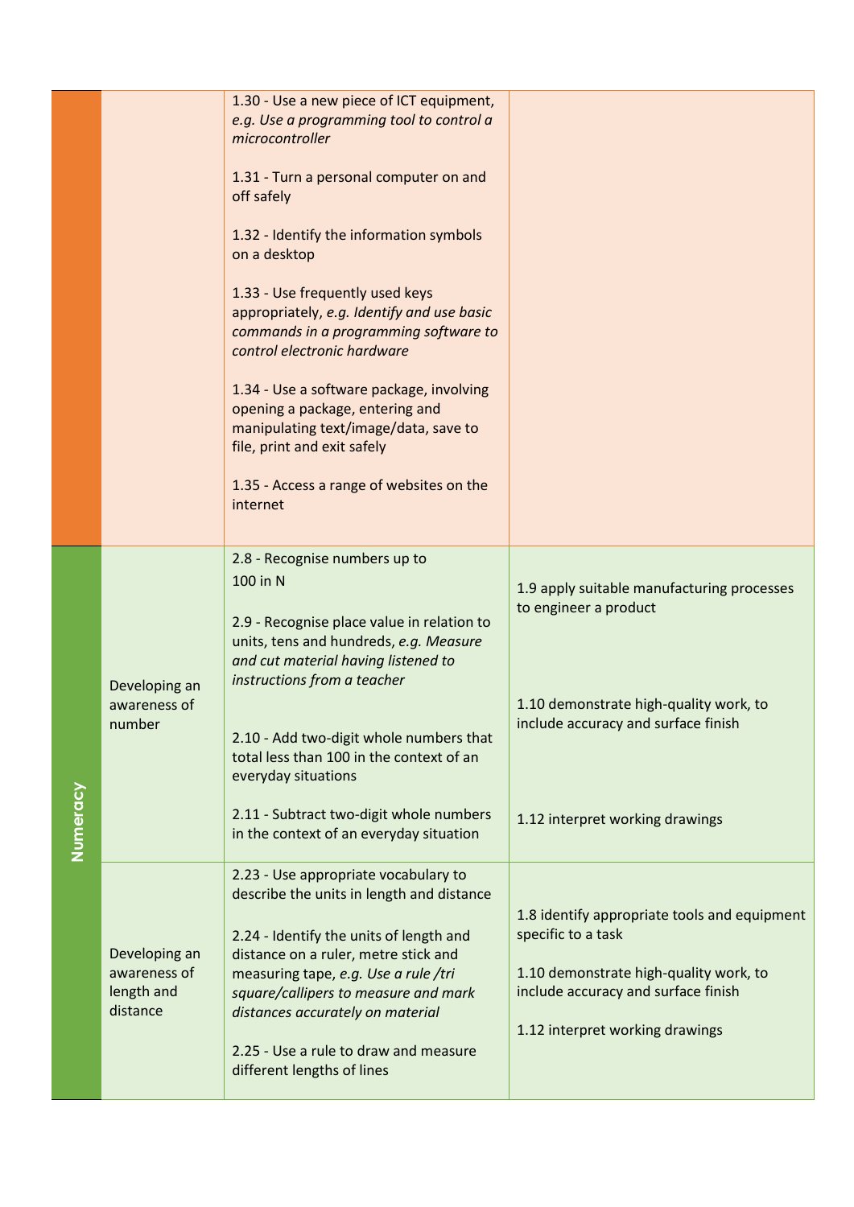| | | | |
|---|---|---|---|
| | | 1.30 - Use a new piece of ICT equipment, *e.g. Use a programming tool to control a microcontroller*<br><br>1.31 - Turn a personal computer on and off safely<br><br>1.32 - Identify the information symbols on a desktop<br><br>1.33 - Use frequently used keys appropriately, *e.g. Identify and use basic commands in a programming software to control electronic hardware*<br><br>1.34 - Use a software package, involving opening a package, entering and manipulating text/image/data, save to file, print and exit safely<br><br>1.35 - Access a range of websites on the internet | |
| Numeracy | Developing an awareness of number | 2.8 - Recognise numbers up to 100 in N<br><br>2.9 - Recognise place value in relation to units, tens and hundreds, *e.g. Measure and cut material having listened to instructions from a teacher*<br><br>2.10 - Add two-digit whole numbers that total less than 100 in the context of an everyday situations<br><br>2.11 - Subtract two-digit whole numbers in the context of an everyday situation | 1.9 apply suitable manufacturing processes to engineer a product<br><br>1.10 demonstrate high-quality work, to include accuracy and surface finish<br><br>1.12 interpret working drawings |
| | Developing an awareness of length and distance | 2.23 - Use appropriate vocabulary to describe the units in length and distance<br><br>2.24 - Identify the units of length and distance on a ruler, metre stick and measuring tape, *e.g. Use a rule /tri square/callipers to measure and mark distances accurately on material*<br><br>2.25 - Use a rule to draw and measure different lengths of lines | 1.8 identify appropriate tools and equipment specific to a task<br><br>1.10 demonstrate high-quality work, to include accuracy and surface finish<br><br>1.12 interpret working drawings |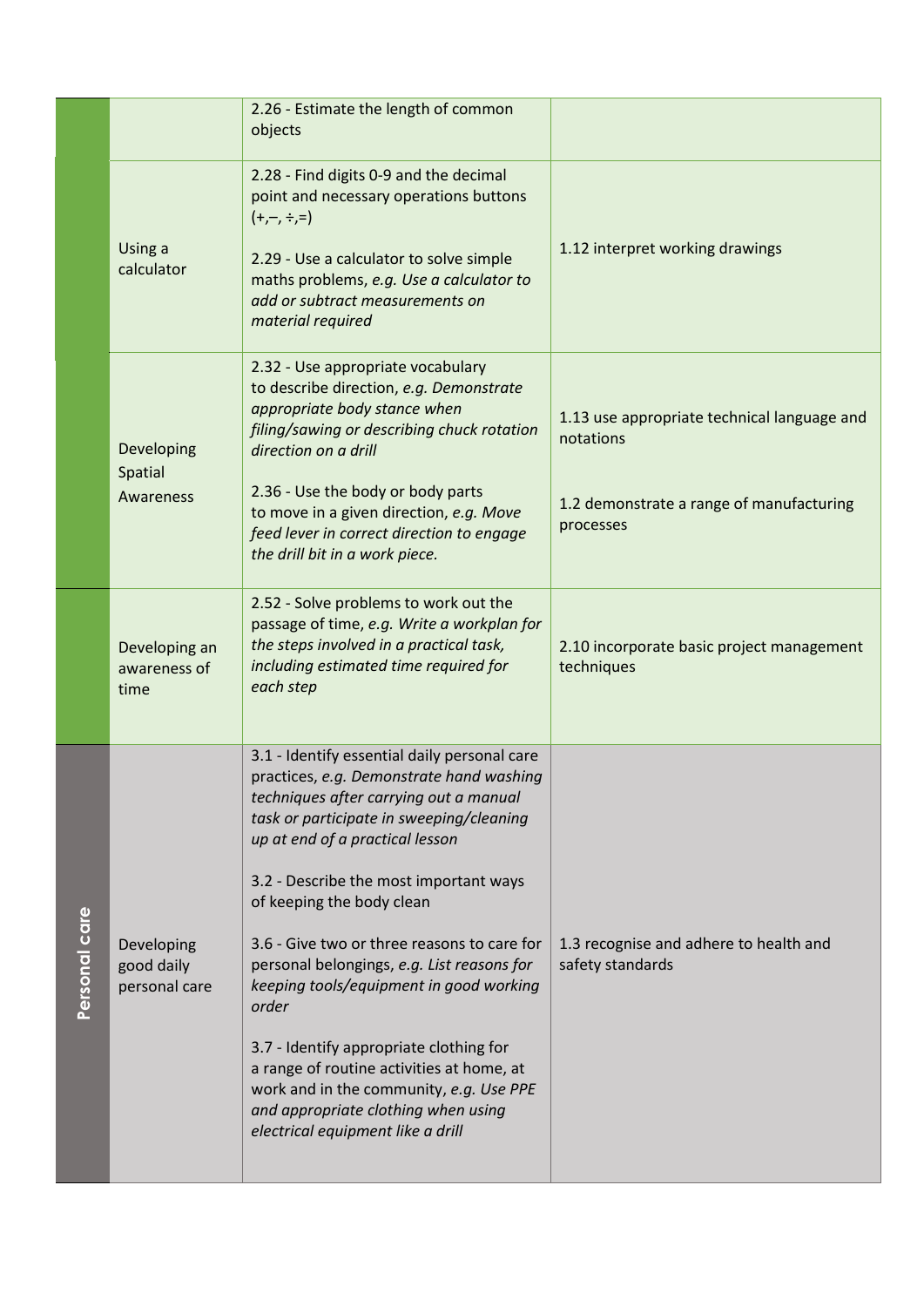| | | | |
|---|---|---|---|
| | | 2.26 - Estimate the length of common objects | |
| | Using a calculator | 2.28 - Find digits 0-9 and the decimal point and necessary operations buttons (+,–, ÷,=)<br><br>2.29 - Use a calculator to solve simple maths problems, *e.g. Use a calculator to add or subtract measurements on material required* | 1.12 interpret working drawings |
| | Developing Spatial Awareness | 2.32 - Use appropriate vocabulary to describe direction, *e.g. Demonstrate appropriate body stance when filing/sawing or describing chuck rotation direction on a drill*<br><br>2.36 - Use the body or body parts to move in a given direction, *e.g. Move feed lever in correct direction to engage the drill bit in a work piece.* | 1.13 use appropriate technical language and notations<br><br>1.2 demonstrate a range of manufacturing processes |
| | Developing an awareness of time | 2.52 - Solve problems to work out the passage of time, *e.g. Write a workplan for the steps involved in a practical task, including estimated time required for each step* | 2.10 incorporate basic project management techniques |
| **Personal care** | Developing good daily personal care | 3.1 - Identify essential daily personal care practices, *e.g. Demonstrate hand washing techniques after carrying out a manual task or participate in sweeping/cleaning up at end of a practical lesson*<br><br>3.2 - Describe the most important ways of keeping the body clean<br><br>3.6 - Give two or three reasons to care for personal belongings, *e.g. List reasons for keeping tools/equipment in good working order*<br><br>3.7 - Identify appropriate clothing for a range of routine activities at home, at work and in the community, *e.g. Use PPE and appropriate clothing when using electrical equipment like a drill* | 1.3 recognise and adhere to health and safety standards |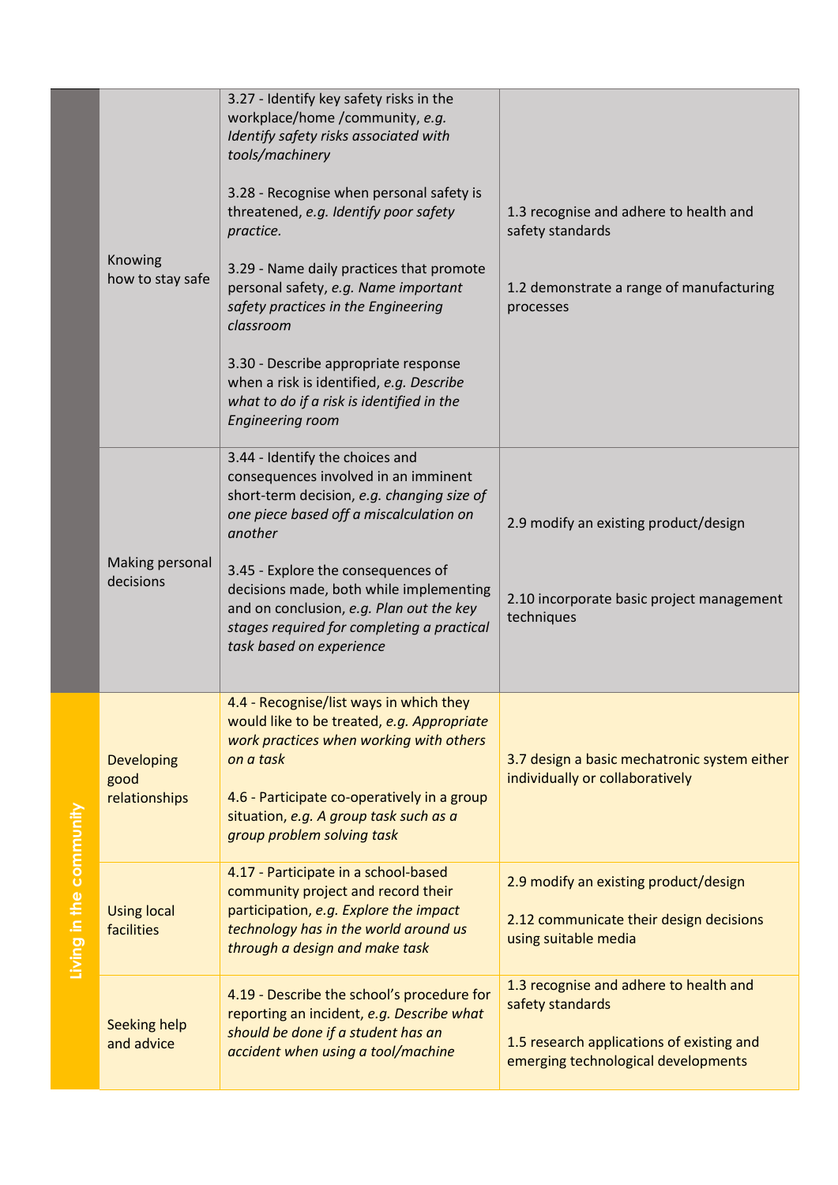| | | | |
|---|---|---|---|
| | Knowing how to stay safe | 3.27 - Identify key safety risks in the workplace/home /community, *e.g. Identify safety risks associated with tools/machinery*<br><br>3.28 - Recognise when personal safety is threatened, *e.g. Identify poor safety practice.*<br><br>3.29 - Name daily practices that promote personal safety, *e.g. Name important safety practices in the Engineering classroom*<br><br>3.30 - Describe appropriate response when a risk is identified, *e.g. Describe what to do if a risk is identified in the Engineering room* | 1.3 recognise and adhere to health and safety standards<br><br>1.2 demonstrate a range of manufacturing processes |
| | Making personal decisions | 3.44 - Identify the choices and consequences involved in an imminent short-term decision, *e.g. changing size of one piece based off a miscalculation on another*<br><br>3.45 - Explore the consequences of decisions made, both while implementing and on conclusion, *e.g. Plan out the key stages required for completing a practical task based on experience* | 2.9 modify an existing product/design<br><br>2.10 incorporate basic project management techniques |
| Living in the community | Developing good relationships | 4.4 - Recognise/list ways in which they would like to be treated, *e.g. Appropriate work practices when working with others on a task*<br><br>4.6 - Participate co-operatively in a group situation, *e.g. A group task such as a group problem solving task* | 3.7 design a basic mechatronic system either individually or collaboratively |
| Living in the community | Using local facilities | 4.17 - Participate in a school-based community project and record their participation, *e.g. Explore the impact technology has in the world around us through a design and make task* | 2.9 modify an existing product/design<br><br>2.12 communicate their design decisions using suitable media |
| Living in the community | Seeking help and advice | 4.19 - Describe the school's procedure for reporting an incident, *e.g. Describe what should be done if a student has an accident when using a tool/machine* | 1.3 recognise and adhere to health and safety standards<br><br>1.5 research applications of existing and emerging technological developments |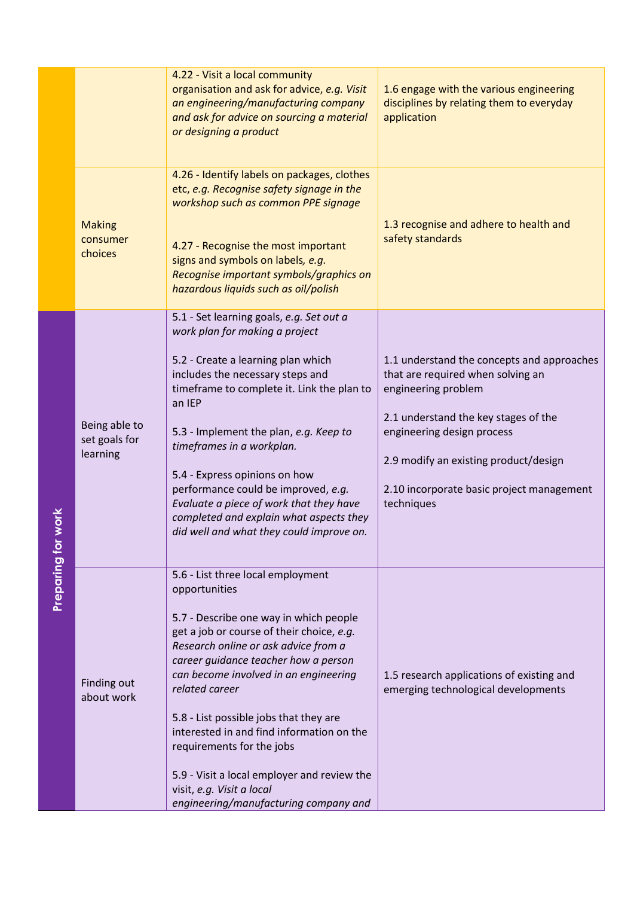| | | | |
|---|---|---|---|
| | | 4.22 - Visit a local community organisation and ask for advice, *e.g. Visit an engineering/manufacturing company and ask for advice on sourcing a material or designing a product* | 1.6 engage with the various engineering disciplines by relating them to everyday application |
| | Making consumer choices | 4.26 - Identify labels on packages, clothes etc, *e.g. Recognise safety signage in the workshop such as common PPE signage*<br><br>4.27 - Recognise the most important signs and symbols on labels*, e.g. Recognise important symbols/graphics on hazardous liquids such as oil/polish* | 1.3 recognise and adhere to health and safety standards |
| Preparing for work | Being able to set goals for learning | 5.1 - Set learning goals, *e.g. Set out a work plan for making a project*<br><br>5.2 - Create a learning plan which includes the necessary steps and timeframe to complete it. Link the plan to an IEP<br><br>5.3 - Implement the plan, *e.g. Keep to timeframes in a workplan.*<br><br>5.4 - Express opinions on how performance could be improved, *e.g. Evaluate a piece of work that they have completed and explain what aspects they did well and what they could improve on.* | 1.1 understand the concepts and approaches that are required when solving an engineering problem<br><br>2.1 understand the key stages of the engineering design process<br><br>2.9 modify an existing product/design<br><br>2.10 incorporate basic project management techniques |
| | Finding out about work | 5.6 - List three local employment opportunities<br><br>5.7 - Describe one way in which people get a job or course of their choice, *e.g. Research online or ask advice from a career guidance teacher how a person can become involved in an engineering related career*<br><br>5.8 - List possible jobs that they are interested in and find information on the requirements for the jobs<br><br>5.9 - Visit a local employer and review the visit, *e.g. Visit a local engineering/manufacturing company and* | 1.5 research applications of existing and emerging technological developments |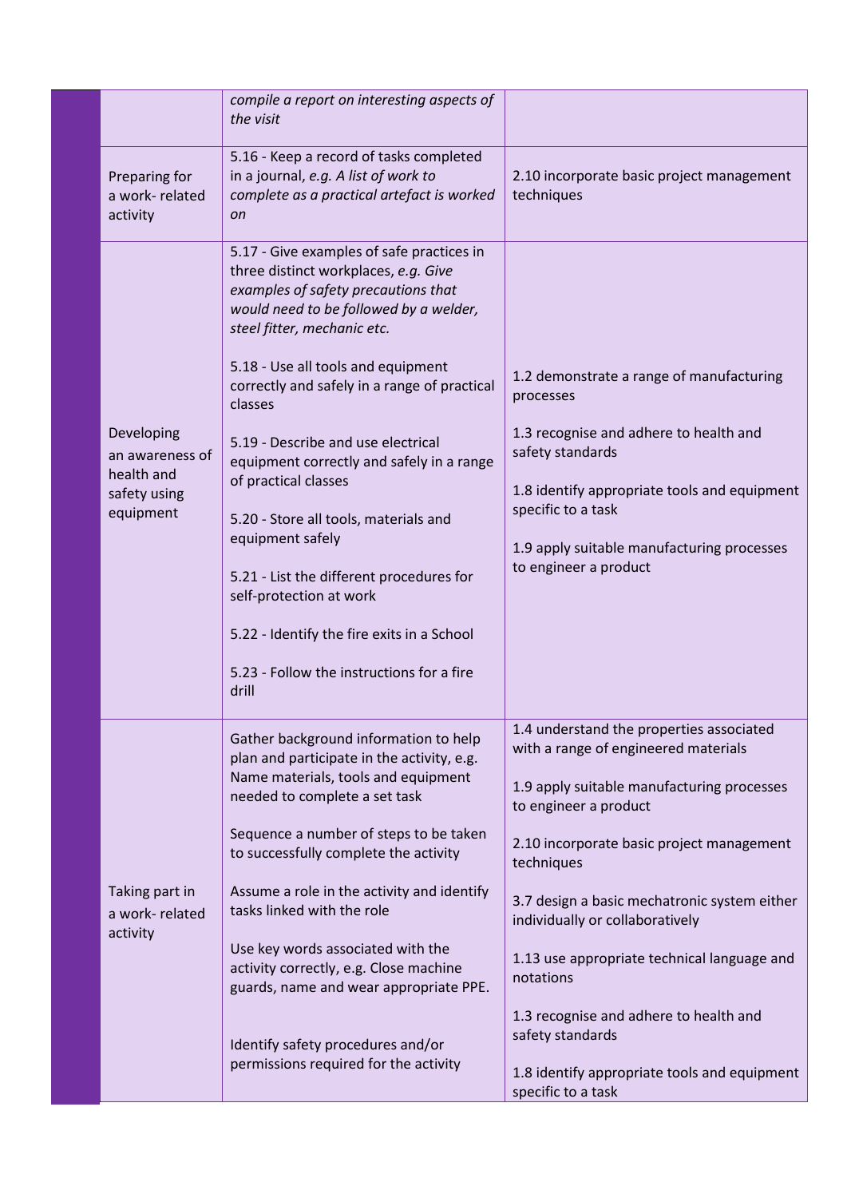| | | |
|---|---|---|
| | *compile a report on interesting aspects of the visit* | |
| Preparing for a work- related activity | 5.16 - Keep a record of tasks completed in a journal, *e.g. A list of work to complete as a practical artefact is worked on* | 2.10 incorporate basic project management techniques |
| Developing an awareness of health and safety using equipment | 5.17 - Give examples of safe practices in three distinct workplaces, *e.g. Give examples of safety precautions that would need to be followed by a welder, steel fitter, mechanic etc.*<br><br>5.18 - Use all tools and equipment correctly and safely in a range of practical classes<br><br>5.19 - Describe and use electrical equipment correctly and safely in a range of practical classes<br><br>5.20 - Store all tools, materials and equipment safely<br><br>5.21 - List the different procedures for self-protection at work<br><br>5.22 - Identify the fire exits in a School<br><br>5.23 - Follow the instructions for a fire drill | 1.2 demonstrate a range of manufacturing processes<br><br>1.3 recognise and adhere to health and safety standards<br><br>1.8 identify appropriate tools and equipment specific to a task<br><br>1.9 apply suitable manufacturing processes to engineer a product |
| Taking part in a work- related activity | Gather background information to help plan and participate in the activity, e.g. Name materials, tools and equipment needed to complete a set task<br><br>Sequence a number of steps to be taken to successfully complete the activity<br><br>Assume a role in the activity and identify tasks linked with the role<br><br>Use key words associated with the activity correctly, e.g. Close machine guards, name and wear appropriate PPE.<br><br>Identify safety procedures and/or permissions required for the activity | 1.4 understand the properties associated with a range of engineered materials<br><br>1.9 apply suitable manufacturing processes to engineer a product<br><br>2.10 incorporate basic project management techniques<br><br>3.7 design a basic mechatronic system either individually or collaboratively<br><br>1.13 use appropriate technical language and notations<br><br>1.3 recognise and adhere to health and safety standards<br><br>1.8 identify appropriate tools and equipment specific to a task |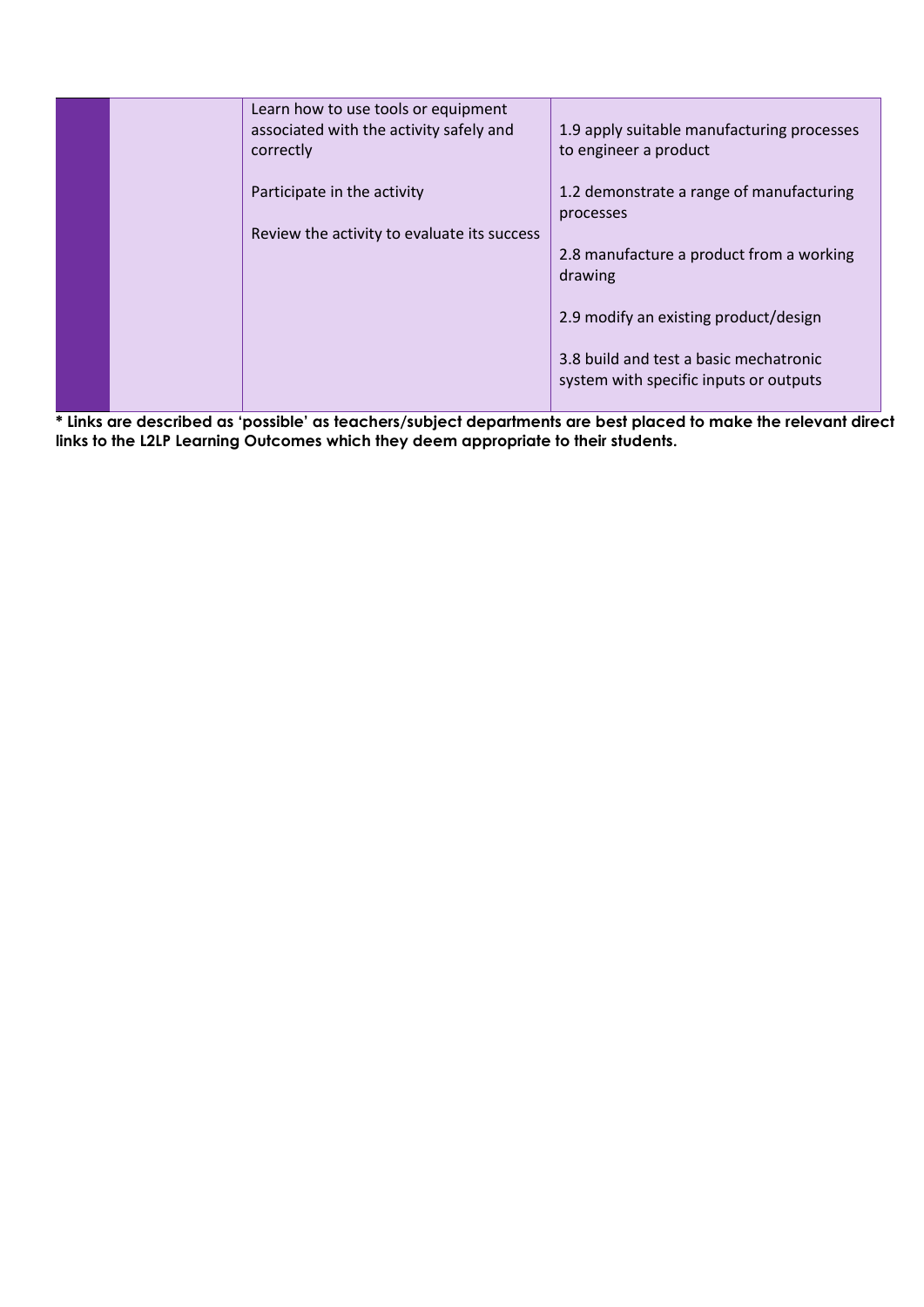| | | | |
|---|---|---|---|
| | | Learn how to use tools or equipment associated with the activity safely and correctly<br><br>Participate in the activity<br><br>Review the activity to evaluate its success | 1.9 apply suitable manufacturing processes to engineer a product<br><br>1.2 demonstrate a range of manufacturing processes<br><br>2.8 manufacture a product from a working drawing<br><br>2.9 modify an existing product/design<br><br>3.8 build and test a basic mechatronic system with specific inputs or outputs |

**\* Links are described as 'possible' as teachers/subject departments are best placed to make the relevant direct links to the L2LP Learning Outcomes which they deem appropriate to their students.**